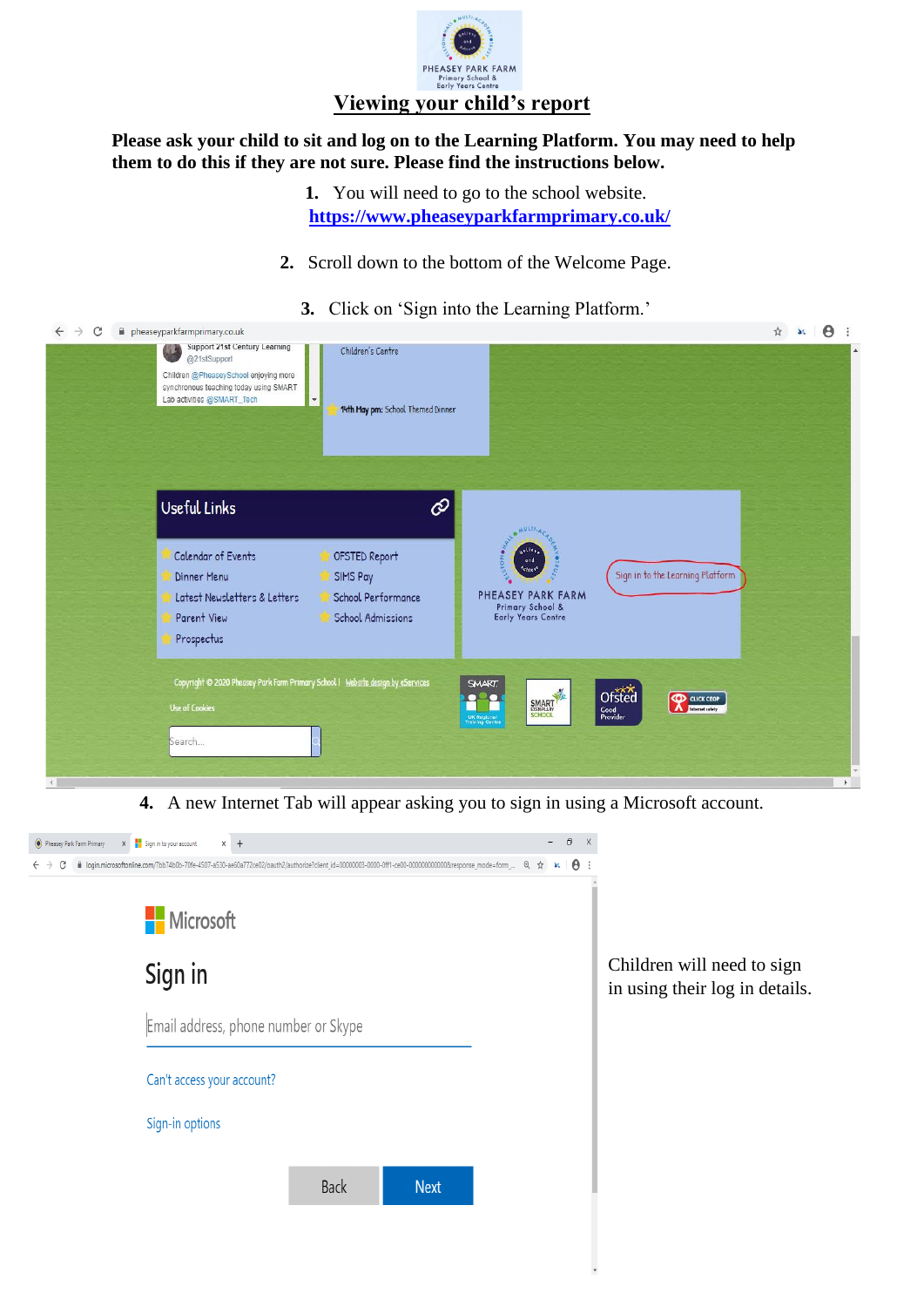# Viewing your child's report

**Please ask your child to sit and log on to the Learning Platform. You may need to help them to do this if they are not sure. Please find the instructions below.**

1. You will need to go to the school website. **https://www.pheaseyparkfarmprimary.co.uk/**

2. Scroll down to the bottom of the Welcome Page.

3. Click on 'Sign into the Learning Platform.'

4. A new Internet Tab will appear asking you to sign in using a Microsoft account.

Children will need to sign in using their log in details.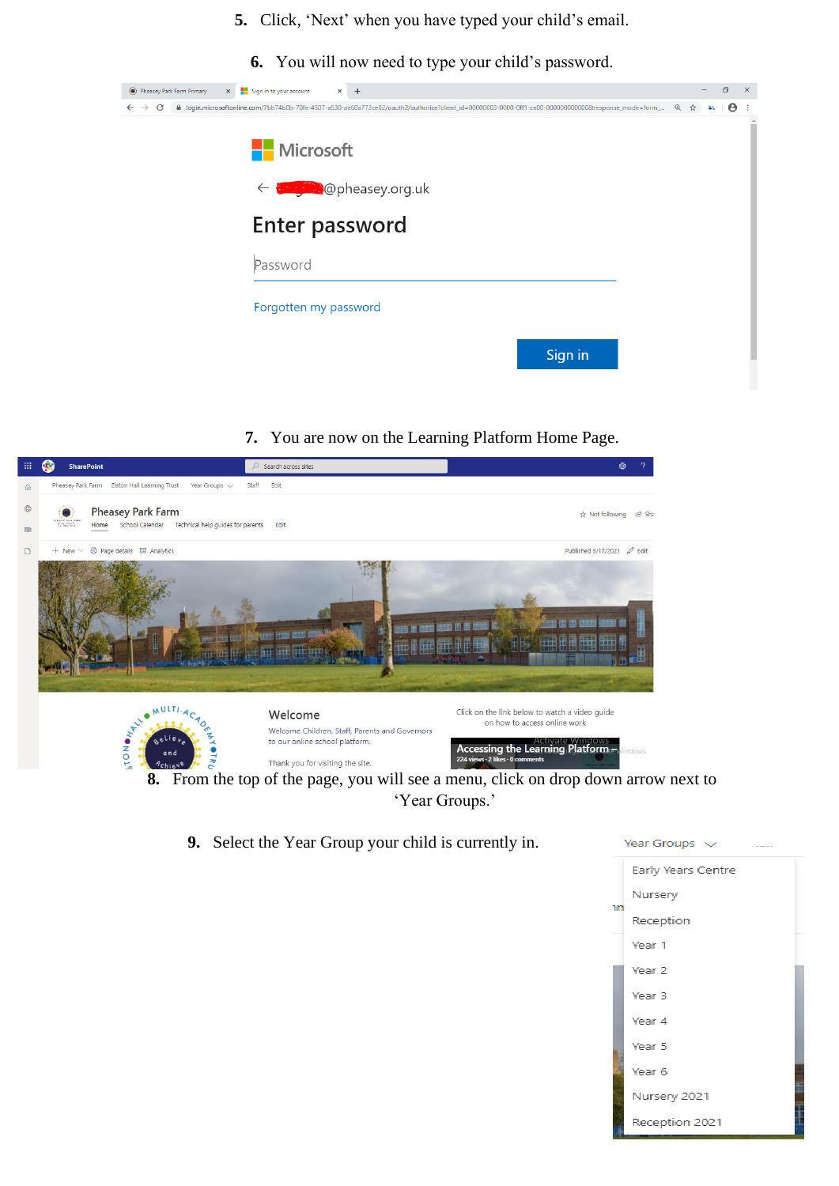5. Click, 'Next' when you have typed your child's email.

6. You will now need to type your child's password.

7. You are now on the Learning Platform Home Page.

8. From the top of the page, you will see a menu, click on drop down arrow next to 'Year Groups.'

9. Select the Year Group your child is currently in.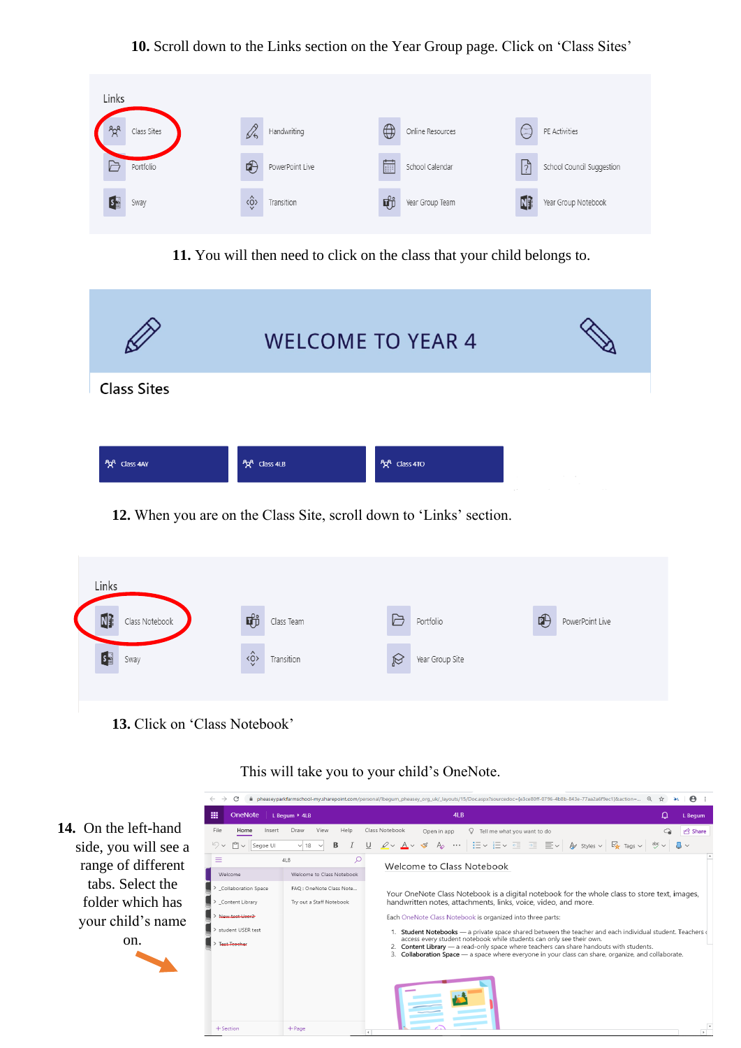**10.** Scroll down to the Links section on the Year Group page. Click on 'Class Sites'

Links

Class Sites | Handwriting | Online Resources | PE Activities
Portfolio | PowerPoint Live | School Calendar | School Council Suggestion
Sway | Transition | Year Group Team | Year Group Notebook

**11.** You will then need to click on the class that your child belongs to.

WELCOME TO YEAR 4

Class Sites

Class 4AY | Class 4LB | Class 4TO

**12.** When you are on the Class Site, scroll down to 'Links' section.

Links

Class Notebook | Class Team | Portfolio | PowerPoint Live
Sway | Transition | Year Group Site

**13.** Click on 'Class Notebook'

This will take you to your child's OneNote.

**14.** On the left-hand side, you will see a range of different tabs. Select the folder which has your child's name on.

Welcome to Class Notebook

Your OneNote Class Notebook is a digital notebook for the whole class to store text, images, handwritten notes, attachments, links, voice, video, and more.

Each OneNote Class Notebook is organized into three parts:

1. Student Notebooks — a private space shared between the teacher and each individual student. Teachers can access every student notebook while students can only see their own.
2. Content Library — a read-only space where teachers can share handouts with students.
3. Collaboration Space — a space where everyone in your class can share, organize, and collaborate.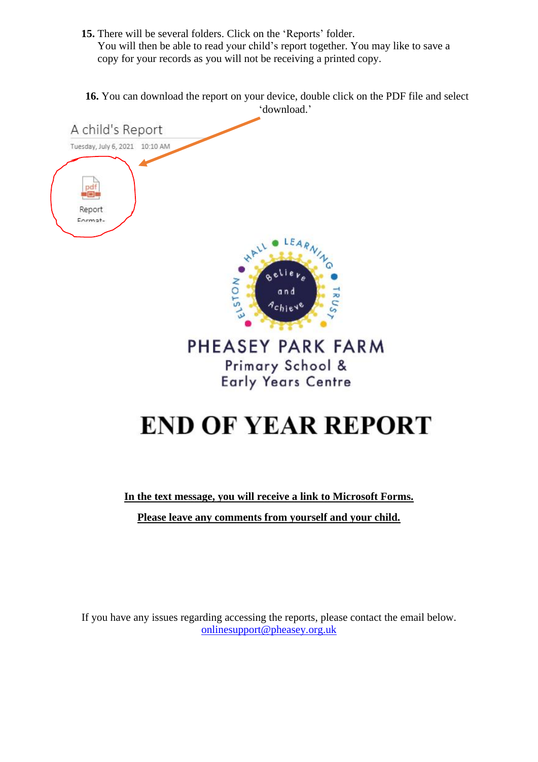**15.** There will be several folders. Click on the 'Reports' folder.
You will then be able to read your child's report together. You may like to save a copy for your records as you will not be receiving a printed copy.

**16.** You can download the report on your device, double click on the PDF file and select 'download.'

A child's Report

Tuesday, July 6, 2021 10:10 AM

Report Format-

HALL • LEARNING • TRUST • ELSTON

Believe and Achieve

PHEASEY PARK FARM
Primary School &
Early Years Centre

# END OF YEAR REPORT

**In the text message, you will receive a link to Microsoft Forms.**

**Please leave any comments from yourself and your child.**

If you have any issues regarding accessing the reports, please contact the email below.
onlinesupport@pheasey.org.uk